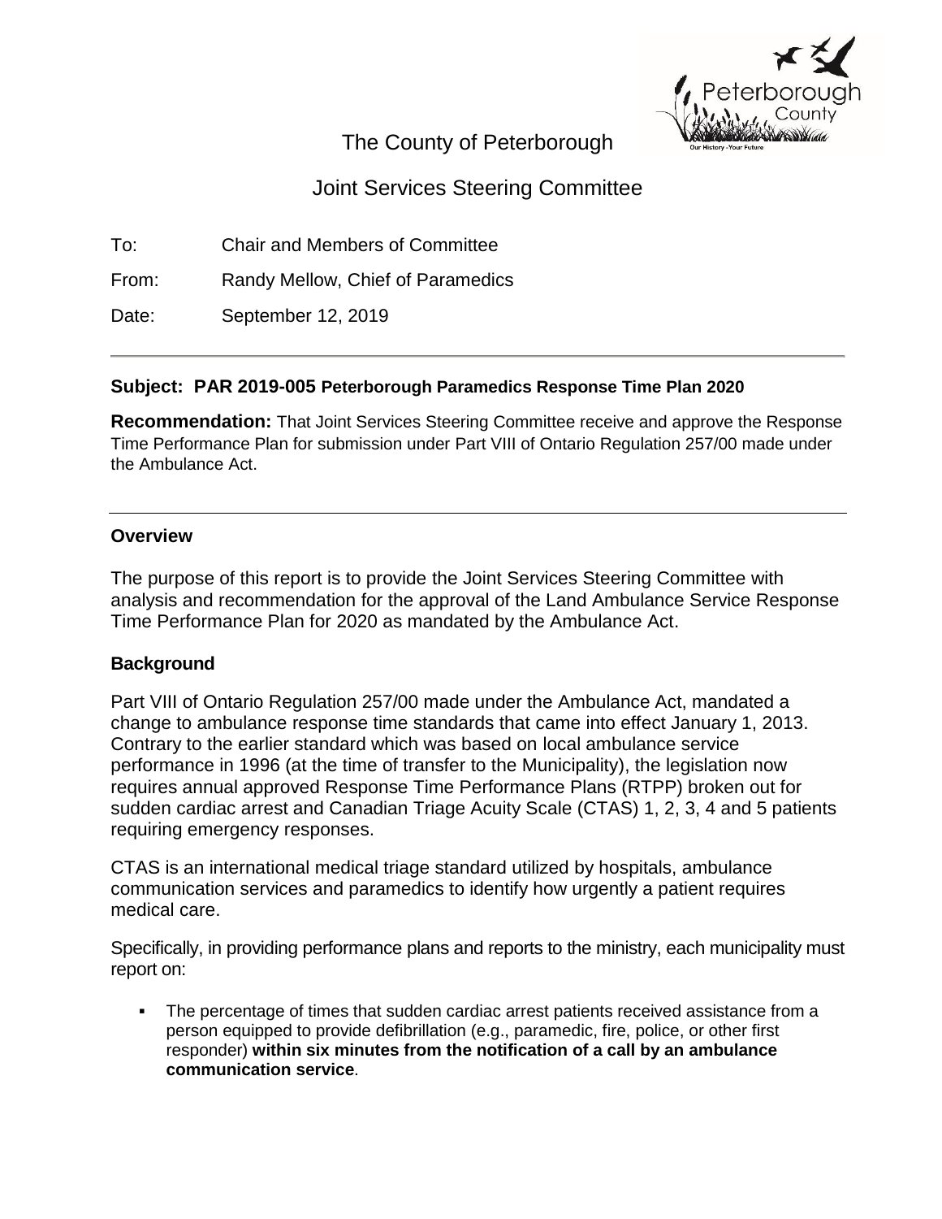# The County of Peterborough

## Joint Services Steering Committee

To: Chair and Members of Committee

From: Randy Mellow, Chief of Paramedics

Date: September 12, 2019

---

**Subject: PAR 2019-005 Peterborough Paramedics Response Time Plan 2020**

**Recommendation:** That Joint Services Steering Committee receive and approve the Response Time Performance Plan for submission under Part VIII of Ontario Regulation 257/00 made under the Ambulance Act.

---

### Overview

The purpose of this report is to provide the Joint Services Steering Committee with analysis and recommendation for the approval of the Land Ambulance Service Response Time Performance Plan for 2020 as mandated by the Ambulance Act.

### Background

Part VIII of Ontario Regulation 257/00 made under the Ambulance Act, mandated a change to ambulance response time standards that came into effect January 1, 2013. Contrary to the earlier standard which was based on local ambulance service performance in 1996 (at the time of transfer to the Municipality), the legislation now requires annual approved Response Time Performance Plans (RTPP) broken out for sudden cardiac arrest and Canadian Triage Acuity Scale (CTAS) 1, 2, 3, 4 and 5 patients requiring emergency responses.

CTAS is an international medical triage standard utilized by hospitals, ambulance communication services and paramedics to identify how urgently a patient requires medical care.

Specifically, in providing performance plans and reports to the ministry, each municipality must report on:

- The percentage of times that sudden cardiac arrest patients received assistance from a person equipped to provide defibrillation (e.g., paramedic, fire, police, or other first responder) **within six minutes from the notification of a call by an ambulance communication service**.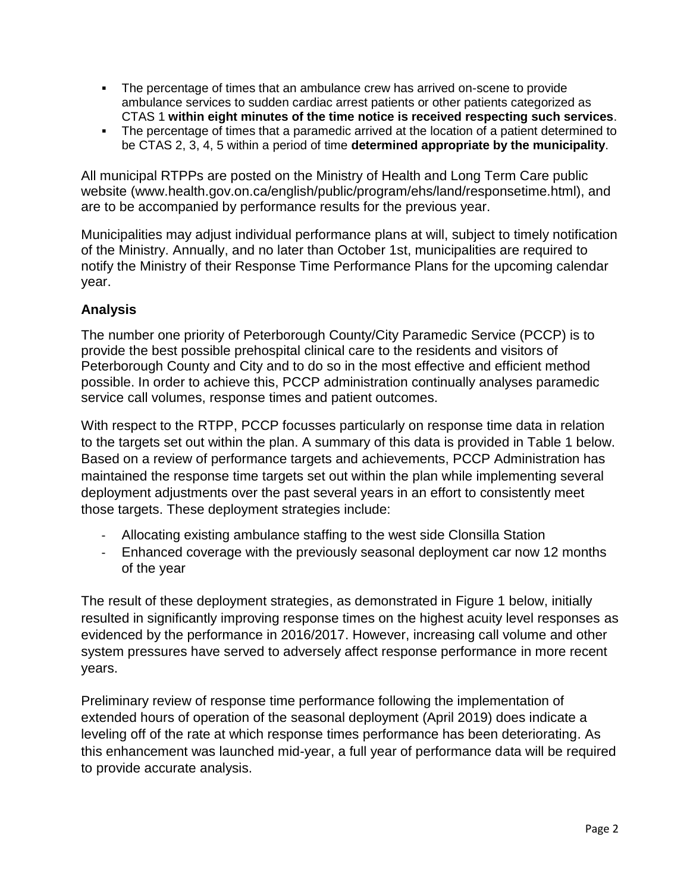- The percentage of times that an ambulance crew has arrived on-scene to provide ambulance services to sudden cardiac arrest patients or other patients categorized as CTAS 1 **within eight minutes of the time notice is received respecting such services**.
- The percentage of times that a paramedic arrived at the location of a patient determined to be CTAS 2, 3, 4, 5 within a period of time **determined appropriate by the municipality**.

All municipal RTPPs are posted on the Ministry of Health and Long Term Care public website (www.health.gov.on.ca/english/public/program/ehs/land/responsetime.html), and are to be accompanied by performance results for the previous year.

Municipalities may adjust individual performance plans at will, subject to timely notification of the Ministry. Annually, and no later than October 1st, municipalities are required to notify the Ministry of their Response Time Performance Plans for the upcoming calendar year.

### Analysis

The number one priority of Peterborough County/City Paramedic Service (PCCP) is to provide the best possible prehospital clinical care to the residents and visitors of Peterborough County and City and to do so in the most effective and efficient method possible. In order to achieve this, PCCP administration continually analyses paramedic service call volumes, response times and patient outcomes.

With respect to the RTPP, PCCP focusses particularly on response time data in relation to the targets set out within the plan. A summary of this data is provided in Table 1 below. Based on a review of performance targets and achievements, PCCP Administration has maintained the response time targets set out within the plan while implementing several deployment adjustments over the past several years in an effort to consistently meet those targets. These deployment strategies include:

- Allocating existing ambulance staffing to the west side Clonsilla Station
- Enhanced coverage with the previously seasonal deployment car now 12 months of the year

The result of these deployment strategies, as demonstrated in Figure 1 below, initially resulted in significantly improving response times on the highest acuity level responses as evidenced by the performance in 2016/2017. However, increasing call volume and other system pressures have served to adversely affect response performance in more recent years.

Preliminary review of response time performance following the implementation of extended hours of operation of the seasonal deployment (April 2019) does indicate a leveling off of the rate at which response times performance has been deteriorating. As this enhancement was launched mid-year, a full year of performance data will be required to provide accurate analysis.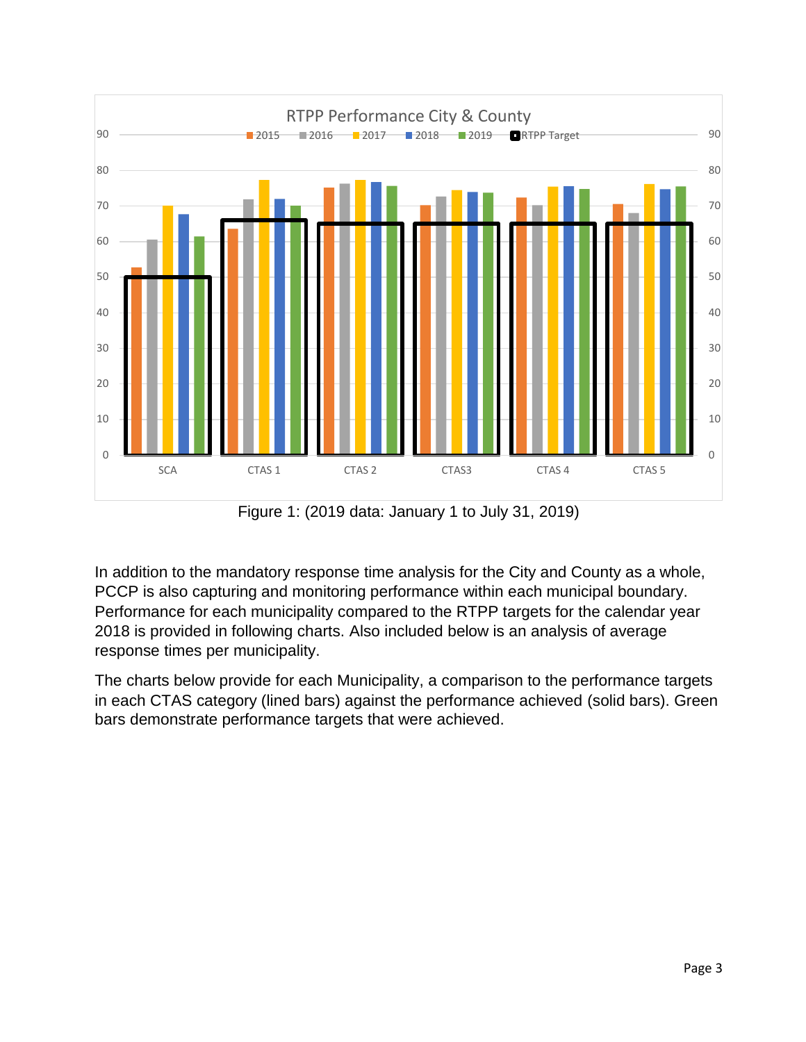Figure 1: (2019 data: January 1 to July 31, 2019)

In addition to the mandatory response time analysis for the City and County as a whole, PCCP is also capturing and monitoring performance within each municipal boundary. Performance for each municipality compared to the RTPP targets for the calendar year 2018 is provided in following charts. Also included below is an analysis of average response times per municipality.

The charts below provide for each Municipality, a comparison to the performance targets in each CTAS category (lined bars) against the performance achieved (solid bars). Green bars demonstrate performance targets that were achieved.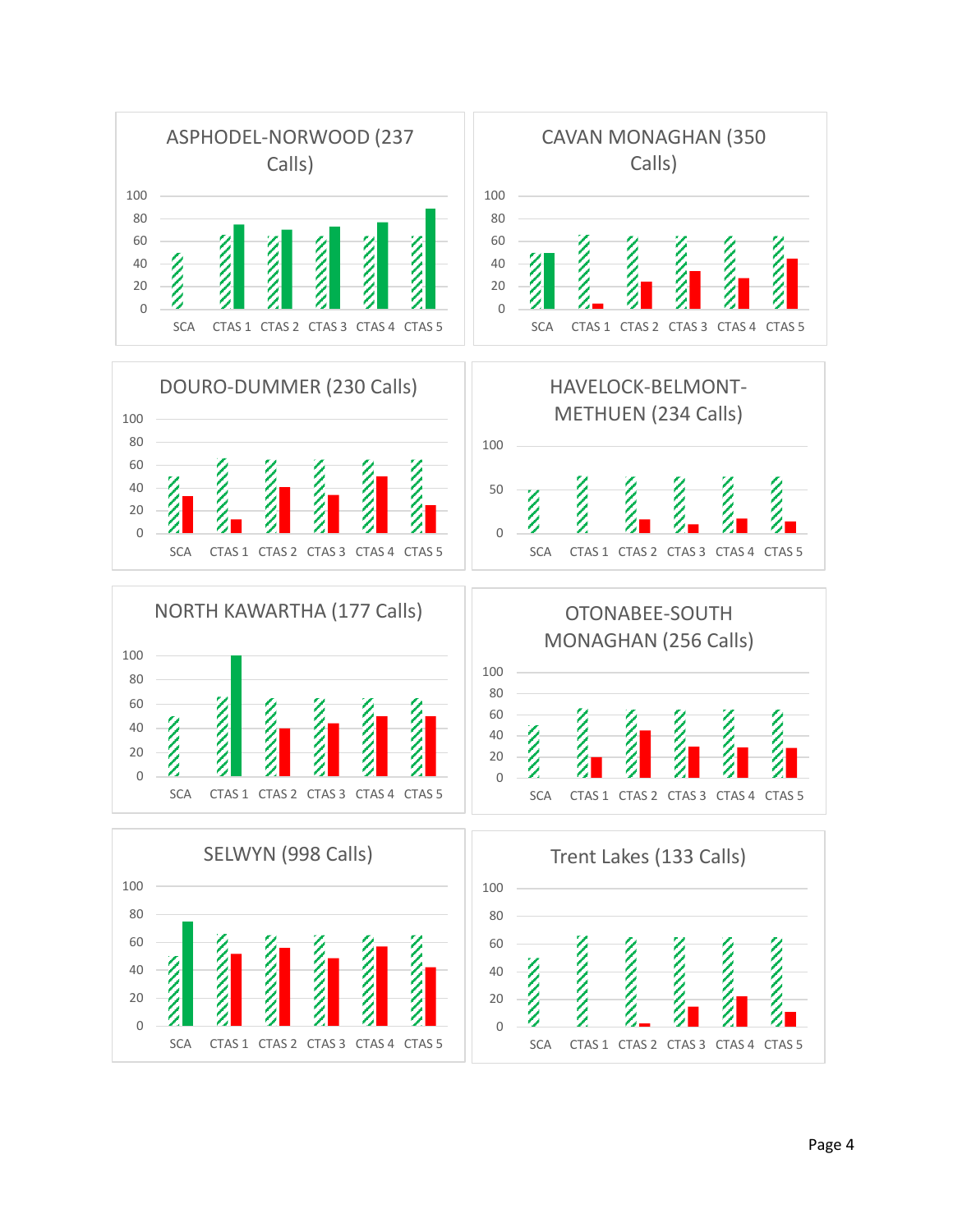## ASPHODEL-NORWOOD (237 Calls)

| | SCA | CTAS 1 | CTAS 2 | CTAS 3 | CTAS 4 | CTAS 5 |
|---|---|---|---|---|---|---|

## CAVAN MONAGHAN (350 Calls)

| | SCA | CTAS 1 | CTAS 2 | CTAS 3 | CTAS 4 | CTAS 5 |
|---|---|---|---|---|---|---|

## DOURO-DUMMER (230 Calls)

| | SCA | CTAS 1 | CTAS 2 | CTAS 3 | CTAS 4 | CTAS 5 |
|---|---|---|---|---|---|---|

## HAVELOCK-BELMONT-METHUEN (234 Calls)

| | SCA | CTAS 1 | CTAS 2 | CTAS 3 | CTAS 4 | CTAS 5 |
|---|---|---|---|---|---|---|

## NORTH KAWARTHA (177 Calls)

| | SCA | CTAS 1 | CTAS 2 | CTAS 3 | CTAS 4 | CTAS 5 |
|---|---|---|---|---|---|---|

## OTONABEE-SOUTH MONAGHAN (256 Calls)

| | SCA | CTAS 1 | CTAS 2 | CTAS 3 | CTAS 4 | CTAS 5 |
|---|---|---|---|---|---|---|

## SELWYN (998 Calls)

| | SCA | CTAS 1 | CTAS 2 | CTAS 3 | CTAS 4 | CTAS 5 |
|---|---|---|---|---|---|---|

## Trent Lakes (133 Calls)

| | SCA | CTAS 1 | CTAS 2 | CTAS 3 | CTAS 4 | CTAS 5 |
|---|---|---|---|---|---|---|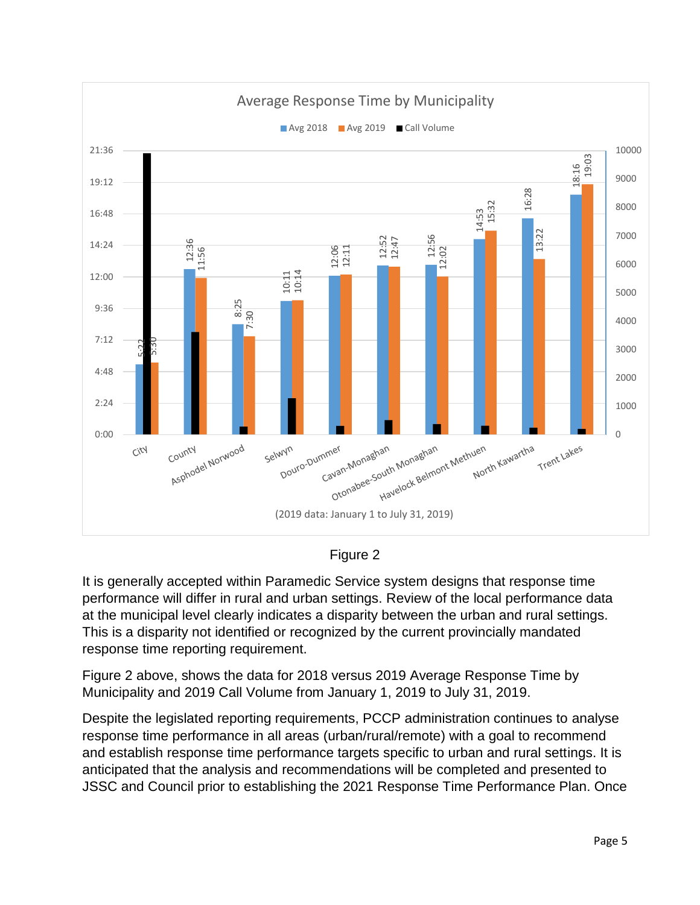**Average Response Time by Municipality**

| Municipality | Avg 2018 | Avg 2019 |
| --- | --- | --- |
| City | 5:22 | 5:30 |
| County | 12:36 | 11:56 |
| Asphodel Norwood | 8:25 | 7:30 |
| Selwyn | 10:11 | 10:14 |
| Douro-Dummer | 12:06 | 12:11 |
| Cavan-Monaghan | 12:52 | 12:47 |
| Otonabee-South Monaghan | 12:56 | 12:02 |
| Havelock Belmont Methuen | 14:53 | 15:32 |
| North Kawartha | 16:28 | 13:22 |
| Trent Lakes | 18:16 | 19:03 |

(2019 data: January 1 to July 31, 2019)

Figure 2

It is generally accepted within Paramedic Service system designs that response time performance will differ in rural and urban settings. Review of the local performance data at the municipal level clearly indicates a disparity between the urban and rural settings. This is a disparity not identified or recognized by the current provincially mandated response time reporting requirement.

Figure 2 above, shows the data for 2018 versus 2019 Average Response Time by Municipality and 2019 Call Volume from January 1, 2019 to July 31, 2019.

Despite the legislated reporting requirements, PCCP administration continues to analyse response time performance in all areas (urban/rural/remote) with a goal to recommend and establish response time performance targets specific to urban and rural settings. It is anticipated that the analysis and recommendations will be completed and presented to JSSC and Council prior to establishing the 2021 Response Time Performance Plan. Once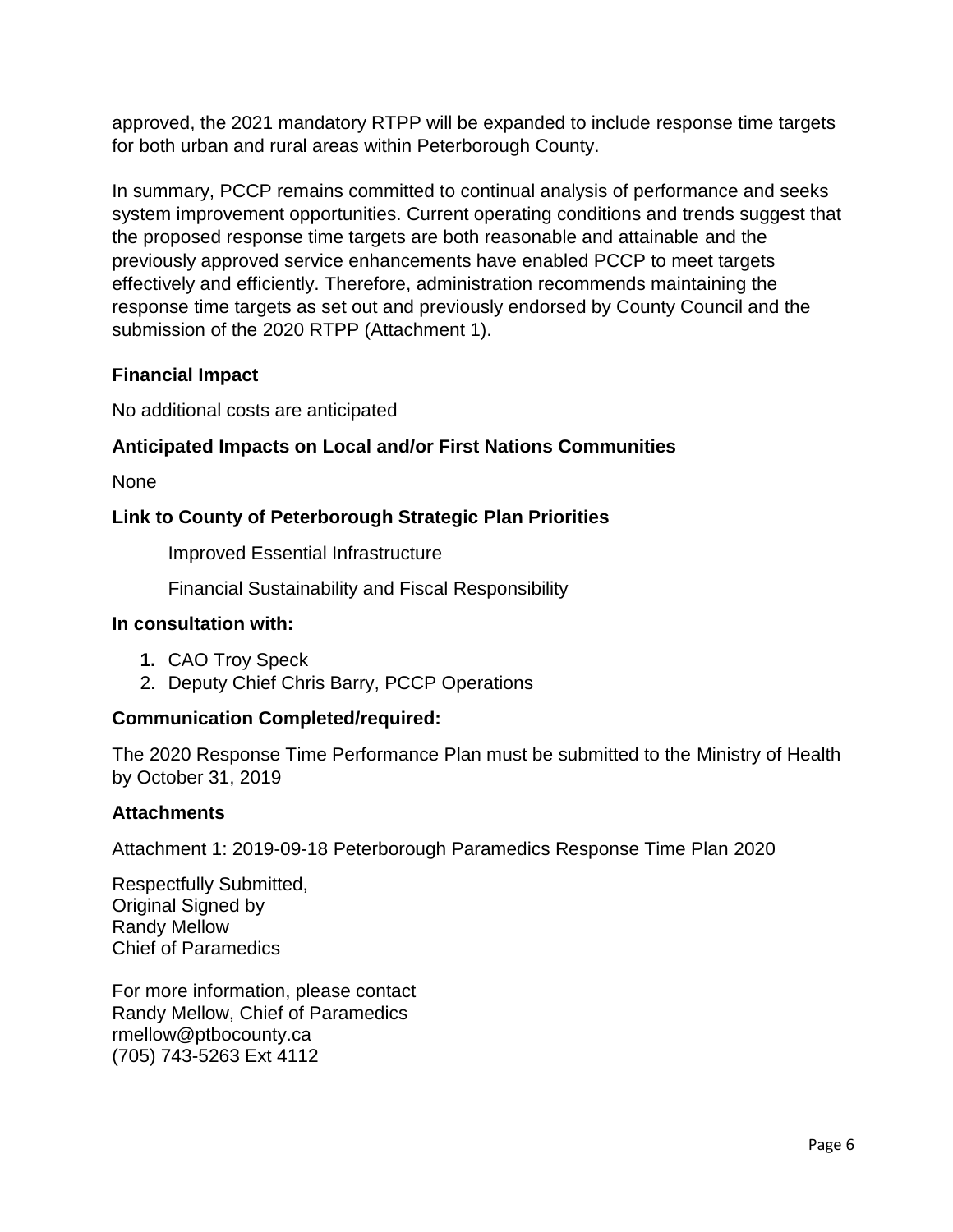approved, the 2021 mandatory RTPP will be expanded to include response time targets for both urban and rural areas within Peterborough County.

In summary, PCCP remains committed to continual analysis of performance and seeks system improvement opportunities. Current operating conditions and trends suggest that the proposed response time targets are both reasonable and attainable and the previously approved service enhancements have enabled PCCP to meet targets effectively and efficiently. Therefore, administration recommends maintaining the response time targets as set out and previously endorsed by County Council and the submission of the 2020 RTPP (Attachment 1).

**Financial Impact**

No additional costs are anticipated

**Anticipated Impacts on Local and/or First Nations Communities**

None

**Link to County of Peterborough Strategic Plan Priorities**

Improved Essential Infrastructure

Financial Sustainability and Fiscal Responsibility

**In consultation with:**

1. CAO Troy Speck
2. Deputy Chief Chris Barry, PCCP Operations

**Communication Completed/required:**

The 2020 Response Time Performance Plan must be submitted to the Ministry of Health by October 31, 2019

**Attachments**

Attachment 1: 2019-09-18 Peterborough Paramedics Response Time Plan 2020

Respectfully Submitted,
Original Signed by
Randy Mellow
Chief of Paramedics

For more information, please contact
Randy Mellow, Chief of Paramedics
rmellow@ptbocounty.ca
(705) 743-5263 Ext 4112